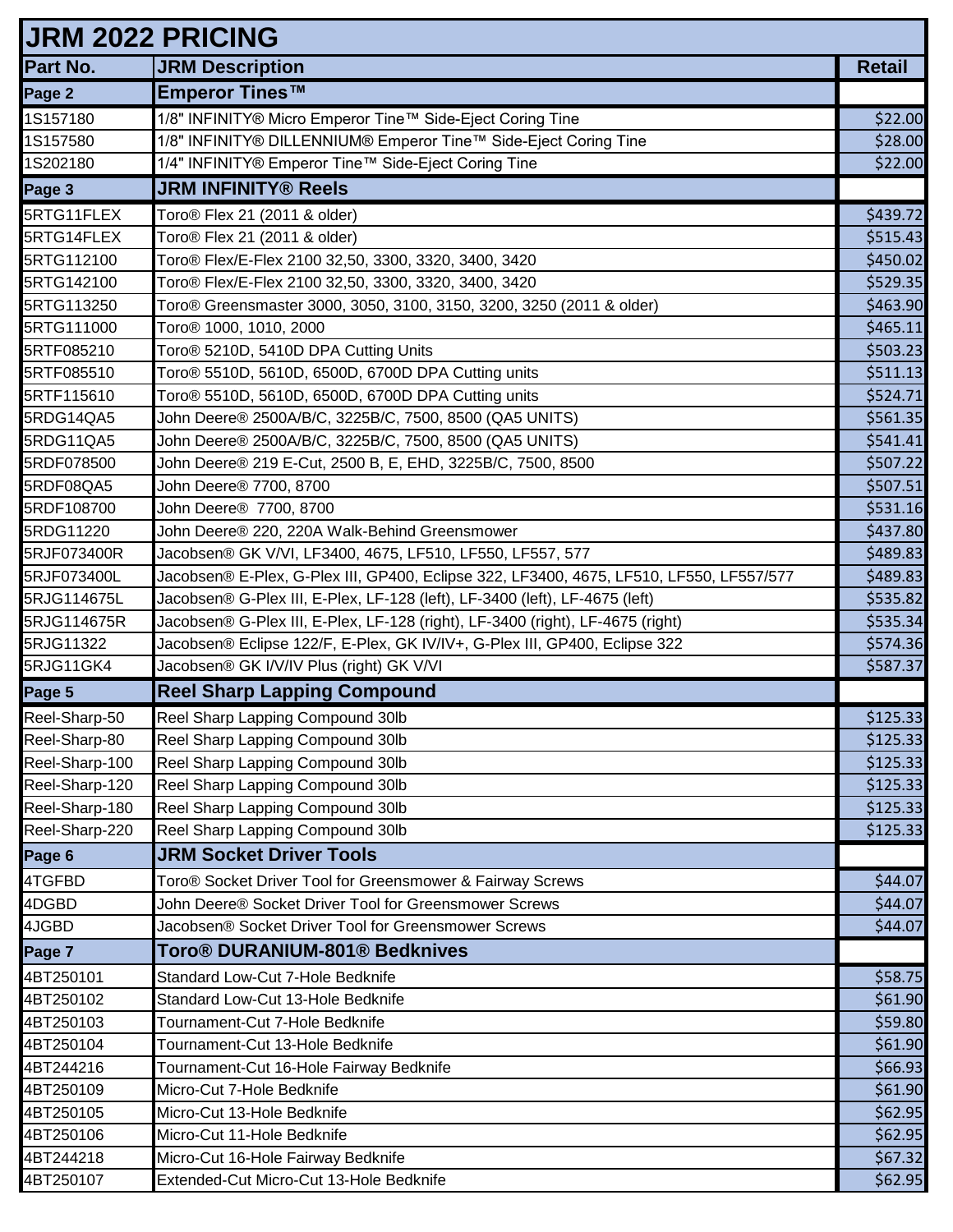# JRM 2022 PRICING

| Part No. | JRM Description | Retail |
|---|---|---|
| **Page 2** | **Emperor Tines™** | |
| 1S157180 | 1/8" INFINITY® Micro Emperor Tine™ Side-Eject Coring Tine | $22.00 |
| 1S157580 | 1/8" INFINITY® DILLENNIUM® Emperor Tine™ Side-Eject Coring Tine | $28.00 |
| 1S202180 | 1/4" INFINITY® Emperor Tine™ Side-Eject Coring Tine | $22.00 |
| **Page 3** | **JRM INFINITY® Reels** | |
| 5RTG11FLEX | Toro® Flex 21 (2011 & older) | $439.72 |
| 5RTG14FLEX | Toro® Flex 21 (2011 & older) | $515.43 |
| 5RTG112100 | Toro® Flex/E-Flex 2100 32,50, 3300, 3320, 3400, 3420 | $450.02 |
| 5RTG142100 | Toro® Flex/E-Flex 2100 32,50, 3300, 3320, 3400, 3420 | $529.35 |
| 5RTG113250 | Toro® Greensmaster 3000, 3050, 3100, 3150, 3200, 3250 (2011 & older) | $463.90 |
| 5RTG111000 | Toro® 1000, 1010, 2000 | $465.11 |
| 5RTF085210 | Toro® 5210D, 5410D DPA Cutting Units | $503.23 |
| 5RTF085510 | Toro® 5510D, 5610D, 6500D, 6700D DPA Cutting units | $511.13 |
| 5RTF115610 | Toro® 5510D, 5610D, 6500D, 6700D DPA Cutting units | $524.71 |
| 5RDG14QA5 | John Deere® 2500A/B/C, 3225B/C, 7500, 8500 (QA5 UNITS) | $561.35 |
| 5RDG11QA5 | John Deere® 2500A/B/C, 3225B/C, 7500, 8500 (QA5 UNITS) | $541.41 |
| 5RDF078500 | John Deere® 219 E-Cut, 2500 B, E, EHD, 3225B/C, 7500, 8500 | $507.22 |
| 5RDF08QA5 | John Deere® 7700, 8700 | $507.51 |
| 5RDF108700 | John Deere® 7700, 8700 | $531.16 |
| 5RDG11220 | John Deere® 220, 220A Walk-Behind Greensmower | $437.80 |
| 5RJF073400R | Jacobsen® GK V/VI, LF3400, 4675, LF510, LF550, LF557, 577 | $489.83 |
| 5RJF073400L | Jacobsen® E-Plex, G-Plex III, GP400, Eclipse 322, LF3400, 4675, LF510, LF550, LF557/577 | $489.83 |
| 5RJG114675L | Jacobsen® G-Plex III, E-Plex, LF-128 (left), LF-3400 (left), LF-4675 (left) | $535.82 |
| 5RJG114675R | Jacobsen® G-Plex III, E-Plex, LF-128 (right), LF-3400 (right), LF-4675 (right) | $535.34 |
| 5RJG11322 | Jacobsen® Eclipse 122/F, E-Plex, GK IV/IV+, G-Plex III, GP400, Eclipse 322 | $574.36 |
| 5RJG11GK4 | Jacobsen® GK I/V/IV Plus (right) GK V/VI | $587.37 |
| **Page 5** | **Reel Sharp Lapping Compound** | |
| Reel-Sharp-50 | Reel Sharp Lapping Compound 30lb | $125.33 |
| Reel-Sharp-80 | Reel Sharp Lapping Compound 30lb | $125.33 |
| Reel-Sharp-100 | Reel Sharp Lapping Compound 30lb | $125.33 |
| Reel-Sharp-120 | Reel Sharp Lapping Compound 30lb | $125.33 |
| Reel-Sharp-180 | Reel Sharp Lapping Compound 30lb | $125.33 |
| Reel-Sharp-220 | Reel Sharp Lapping Compound 30lb | $125.33 |
| **Page 6** | **JRM Socket Driver Tools** | |
| 4TGFBD | Toro® Socket Driver Tool for Greensmower & Fairway Screws | $44.07 |
| 4DGBD | John Deere® Socket Driver Tool for Greensmower Screws | $44.07 |
| 4JGBD | Jacobsen® Socket Driver Tool for Greensmower Screws | $44.07 |
| **Page 7** | **Toro® DURANIUM-801® Bedknives** | |
| 4BT250101 | Standard Low-Cut 7-Hole Bedknife | $58.75 |
| 4BT250102 | Standard Low-Cut 13-Hole Bedknife | $61.90 |
| 4BT250103 | Tournament-Cut 7-Hole Bedknife | $59.80 |
| 4BT250104 | Tournament-Cut 13-Hole Bedknife | $61.90 |
| 4BT244216 | Tournament-Cut 16-Hole Fairway Bedknife | $66.93 |
| 4BT250109 | Micro-Cut 7-Hole Bedknife | $61.90 |
| 4BT250105 | Micro-Cut 13-Hole Bedknife | $62.95 |
| 4BT250106 | Micro-Cut 11-Hole Bedknife | $62.95 |
| 4BT244218 | Micro-Cut 16-Hole Fairway Bedknife | $67.32 |
| 4BT250107 | Extended-Cut Micro-Cut 13-Hole Bedknife | $62.95 |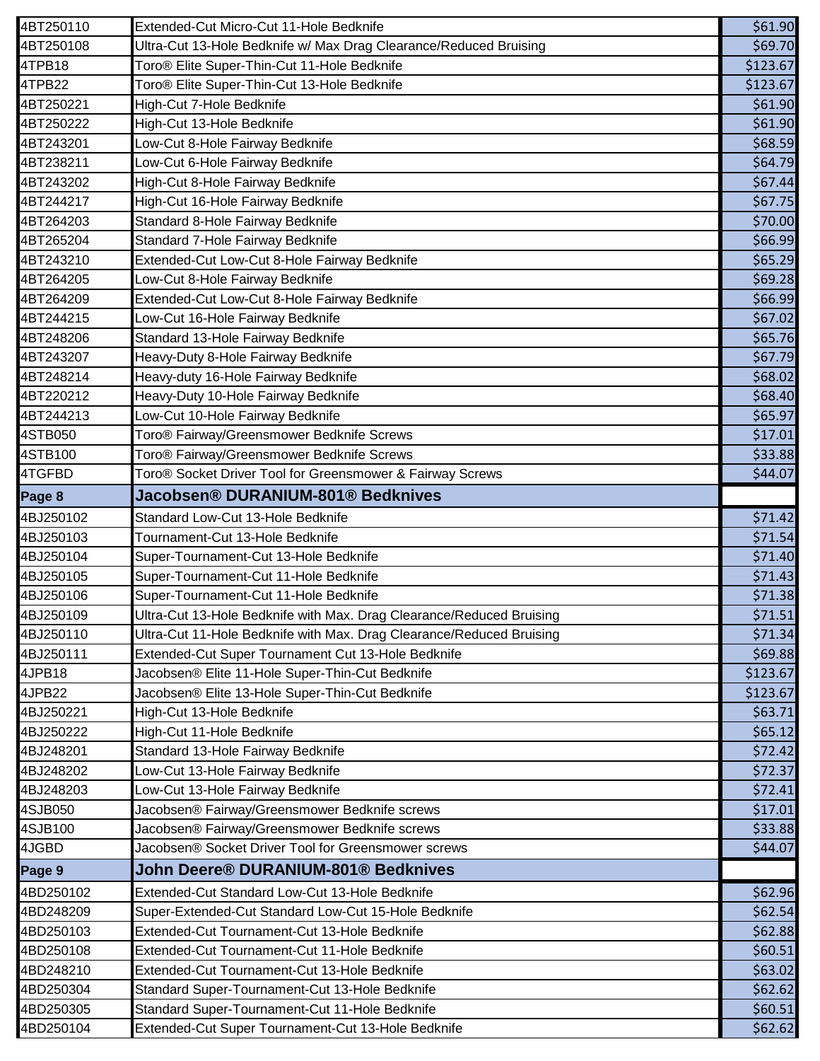| | | |
|---|---|---|
| 4BT250110 | Extended-Cut Micro-Cut 11-Hole Bedknife | $61.90 |
| 4BT250108 | Ultra-Cut 13-Hole Bedknife w/ Max Drag Clearance/Reduced Bruising | $69.70 |
| 4TPB18 | Toro® Elite Super-Thin-Cut 11-Hole Bedknife | $123.67 |
| 4TPB22 | Toro® Elite Super-Thin-Cut 13-Hole Bedknife | $123.67 |
| 4BT250221 | High-Cut 7-Hole Bedknife | $61.90 |
| 4BT250222 | High-Cut 13-Hole Bedknife | $61.90 |
| 4BT243201 | Low-Cut 8-Hole Fairway Bedknife | $68.59 |
| 4BT238211 | Low-Cut 6-Hole Fairway Bedknife | $64.79 |
| 4BT243202 | High-Cut 8-Hole Fairway Bedknife | $67.44 |
| 4BT244217 | High-Cut 16-Hole Fairway Bedknife | $67.75 |
| 4BT264203 | Standard 8-Hole Fairway Bedknife | $70.00 |
| 4BT265204 | Standard 7-Hole Fairway Bedknife | $66.99 |
| 4BT243210 | Extended-Cut Low-Cut 8-Hole Fairway Bedknife | $65.29 |
| 4BT264205 | Low-Cut 8-Hole Fairway Bedknife | $69.28 |
| 4BT264209 | Extended-Cut Low-Cut 8-Hole Fairway Bedknife | $66.99 |
| 4BT244215 | Low-Cut 16-Hole Fairway Bedknife | $67.02 |
| 4BT248206 | Standard 13-Hole Fairway Bedknife | $65.76 |
| 4BT243207 | Heavy-Duty 8-Hole Fairway Bedknife | $67.79 |
| 4BT248214 | Heavy-duty 16-Hole Fairway Bedknife | $68.02 |
| 4BT220212 | Heavy-Duty 10-Hole Fairway Bedknife | $68.40 |
| 4BT244213 | Low-Cut 10-Hole Fairway Bedknife | $65.97 |
| 4STB050 | Toro® Fairway/Greensmower Bedknife Screws | $17.01 |
| 4STB100 | Toro® Fairway/Greensmower Bedknife Screws | $33.88 |
| 4TGFBD | Toro® Socket Driver Tool for Greensmower & Fairway Screws | $44.07 |
| **Page 8** | **Jacobsen® DURANIUM-801® Bedknives** | |
| 4BJ250102 | Standard Low-Cut 13-Hole Bedknife | $71.42 |
| 4BJ250103 | Tournament-Cut 13-Hole Bedknife | $71.54 |
| 4BJ250104 | Super-Tournament-Cut 13-Hole Bedknife | $71.40 |
| 4BJ250105 | Super-Tournament-Cut 11-Hole Bedknife | $71.43 |
| 4BJ250106 | Super-Tournament-Cut 11-Hole Bedknife | $71.38 |
| 4BJ250109 | Ultra-Cut 13-Hole Bedknife with Max. Drag Clearance/Reduced Bruising | $71.51 |
| 4BJ250110 | Ultra-Cut 11-Hole Bedknife with Max. Drag Clearance/Reduced Bruising | $71.34 |
| 4BJ250111 | Extended-Cut Super Tournament Cut 13-Hole Bedknife | $69.88 |
| 4JPB18 | Jacobsen® Elite 11-Hole Super-Thin-Cut Bedknife | $123.67 |
| 4JPB22 | Jacobsen® Elite 13-Hole Super-Thin-Cut Bedknife | $123.67 |
| 4BJ250221 | High-Cut 13-Hole Bedknife | $63.71 |
| 4BJ250222 | High-Cut 11-Hole Bedknife | $65.12 |
| 4BJ248201 | Standard 13-Hole Fairway Bedknife | $72.42 |
| 4BJ248202 | Low-Cut 13-Hole Fairway Bedknife | $72.37 |
| 4BJ248203 | Low-Cut 13-Hole Fairway Bedknife | $72.41 |
| 4SJB050 | Jacobsen® Fairway/Greensmower Bedknife screws | $17.01 |
| 4SJB100 | Jacobsen® Fairway/Greensmower Bedknife screws | $33.88 |
| 4JGBD | Jacobsen® Socket Driver Tool for Greensmower screws | $44.07 |
| **Page 9** | **John Deere® DURANIUM-801® Bedknives** | |
| 4BD250102 | Extended-Cut Standard Low-Cut 13-Hole Bedknife | $62.96 |
| 4BD248209 | Super-Extended-Cut Standard Low-Cut 15-Hole Bedknife | $62.54 |
| 4BD250103 | Extended-Cut Tournament-Cut 13-Hole Bedknife | $62.88 |
| 4BD250108 | Extended-Cut Tournament-Cut 11-Hole Bedknife | $60.51 |
| 4BD248210 | Extended-Cut Tournament-Cut 13-Hole Bedknife | $63.02 |
| 4BD250304 | Standard Super-Tournament-Cut 13-Hole Bedknife | $62.62 |
| 4BD250305 | Standard Super-Tournament-Cut 11-Hole Bedknife | $60.51 |
| 4BD250104 | Extended-Cut Super Tournament-Cut 13-Hole Bedknife | $62.62 |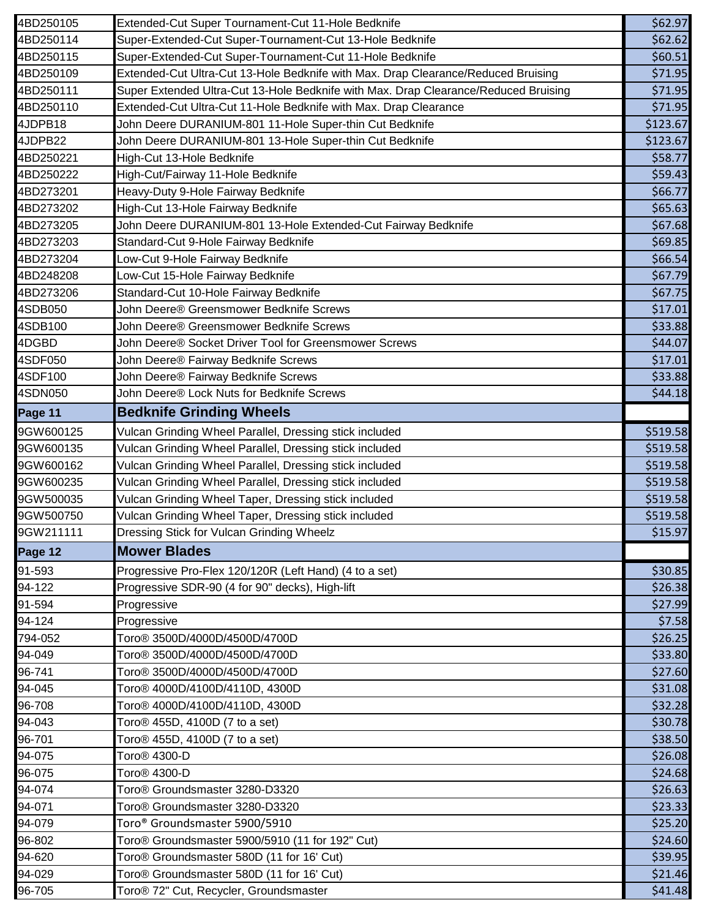| | | |
|---|---|---|
| 4BD250105 | Extended-Cut Super Tournament-Cut 11-Hole Bedknife | $62.97 |
| 4BD250114 | Super-Extended-Cut Super-Tournament-Cut 13-Hole Bedknife | $62.62 |
| 4BD250115 | Super-Extended-Cut Super-Tournament-Cut 11-Hole Bedknife | $60.51 |
| 4BD250109 | Extended-Cut Ultra-Cut 13-Hole Bedknife with Max. Drap Clearance/Reduced Bruising | $71.95 |
| 4BD250111 | Super Extended Ultra-Cut 13-Hole Bedknife with Max. Drap Clearance/Reduced Bruising | $71.95 |
| 4BD250110 | Extended-Cut Ultra-Cut 11-Hole Bedknife with Max. Drap Clearance | $71.95 |
| 4JDPB18 | John Deere DURANIUM-801 11-Hole Super-thin Cut Bedknife | $123.67 |
| 4JDPB22 | John Deere DURANIUM-801 13-Hole Super-thin Cut Bedknife | $123.67 |
| 4BD250221 | High-Cut 13-Hole Bedknife | $58.77 |
| 4BD250222 | High-Cut/Fairway 11-Hole Bedknife | $59.43 |
| 4BD273201 | Heavy-Duty 9-Hole Fairway Bedknife | $66.77 |
| 4BD273202 | High-Cut 13-Hole Fairway Bedknife | $65.63 |
| 4BD273205 | John Deere DURANIUM-801 13-Hole Extended-Cut Fairway Bedknife | $67.68 |
| 4BD273203 | Standard-Cut 9-Hole Fairway Bedknife | $69.85 |
| 4BD273204 | Low-Cut 9-Hole Fairway Bedknife | $66.54 |
| 4BD248208 | Low-Cut 15-Hole Fairway Bedknife | $67.79 |
| 4BD273206 | Standard-Cut 10-Hole Fairway Bedknife | $67.75 |
| 4SDB050 | John Deere® Greensmower Bedknife Screws | $17.01 |
| 4SDB100 | John Deere® Greensmower Bedknife Screws | $33.88 |
| 4DGBD | John Deere® Socket Driver Tool for Greensmower Screws | $44.07 |
| 4SDF050 | John Deere® Fairway Bedknife Screws | $17.01 |
| 4SDF100 | John Deere® Fairway Bedknife Screws | $33.88 |
| 4SDN050 | John Deere® Lock Nuts for Bedknife Screws | $44.18 |
| **Page 11** | **Bedknife Grinding Wheels** | |
| 9GW600125 | Vulcan Grinding Wheel Parallel, Dressing stick included | $519.58 |
| 9GW600135 | Vulcan Grinding Wheel Parallel, Dressing stick included | $519.58 |
| 9GW600162 | Vulcan Grinding Wheel Parallel, Dressing stick included | $519.58 |
| 9GW600235 | Vulcan Grinding Wheel Parallel, Dressing stick included | $519.58 |
| 9GW500035 | Vulcan Grinding Wheel Taper, Dressing stick included | $519.58 |
| 9GW500750 | Vulcan Grinding Wheel Taper, Dressing stick included | $519.58 |
| 9GW211111 | Dressing Stick for Vulcan Grinding Wheelz | $15.97 |
| **Page 12** | **Mower Blades** | |
| 91-593 | Progressive Pro-Flex 120/120R (Left Hand) (4 to a set) | $30.85 |
| 94-122 | Progressive SDR-90 (4 for 90" decks), High-lift | $26.38 |
| 91-594 | Progressive | $27.99 |
| 94-124 | Progressive | $7.58 |
| 794-052 | Toro® 3500D/4000D/4500D/4700D | $26.25 |
| 94-049 | Toro® 3500D/4000D/4500D/4700D | $33.80 |
| 96-741 | Toro® 3500D/4000D/4500D/4700D | $27.60 |
| 94-045 | Toro® 4000D/4100D/4110D, 4300D | $31.08 |
| 96-708 | Toro® 4000D/4100D/4110D, 4300D | $32.28 |
| 94-043 | Toro® 455D, 4100D (7 to a set) | $30.78 |
| 96-701 | Toro® 455D, 4100D (7 to a set) | $38.50 |
| 94-075 | Toro® 4300-D | $26.08 |
| 96-075 | Toro® 4300-D | $24.68 |
| 94-074 | Toro® Groundsmaster 3280-D3320 | $26.63 |
| 94-071 | Toro® Groundsmaster 3280-D3320 | $23.33 |
| 94-079 | Toro® Groundsmaster 5900/5910 | $25.20 |
| 96-802 | Toro® Groundsmaster 5900/5910 (11 for 192" Cut) | $24.60 |
| 94-620 | Toro® Groundsmaster 580D (11 for 16' Cut) | $39.95 |
| 94-029 | Toro® Groundsmaster 580D (11 for 16' Cut) | $21.46 |
| 96-705 | Toro® 72" Cut, Recycler, Groundsmaster | $41.48 |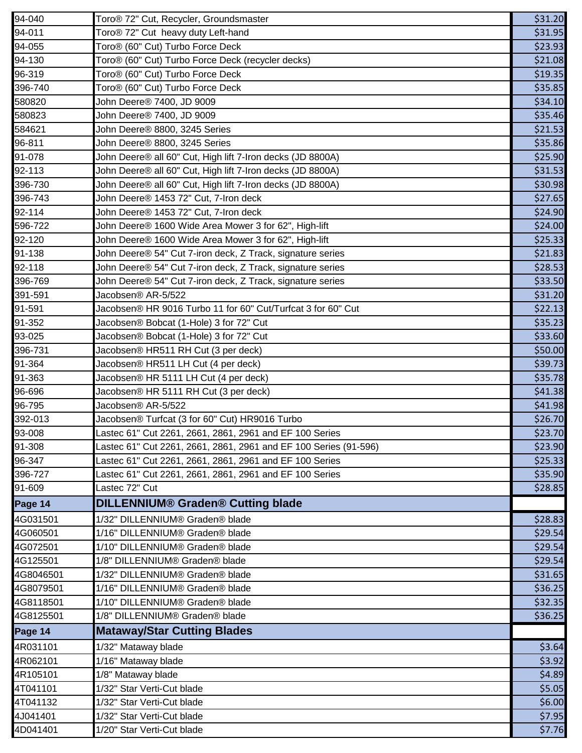| | | |
|---|---|---|
| 94-040 | Toro® 72" Cut, Recycler, Groundsmaster | $31.20 |
| 94-011 | Toro® 72" Cut heavy duty Left-hand | $31.95 |
| 94-055 | Toro® (60" Cut) Turbo Force Deck | $23.93 |
| 94-130 | Toro® (60" Cut) Turbo Force Deck (recycler decks) | $21.08 |
| 96-319 | Toro® (60" Cut) Turbo Force Deck | $19.35 |
| 396-740 | Toro® (60" Cut) Turbo Force Deck | $35.85 |
| 580820 | John Deere® 7400, JD 9009 | $34.10 |
| 580823 | John Deere® 7400, JD 9009 | $35.46 |
| 584621 | John Deere® 8800, 3245 Series | $21.53 |
| 96-811 | John Deere® 8800, 3245 Series | $35.86 |
| 91-078 | John Deere® all 60" Cut, High lift 7-Iron decks (JD 8800A) | $25.90 |
| 92-113 | John Deere® all 60" Cut, High lift 7-Iron decks (JD 8800A) | $31.53 |
| 396-730 | John Deere® all 60" Cut, High lift 7-Iron decks (JD 8800A) | $30.98 |
| 396-743 | John Deere® 1453 72" Cut, 7-Iron deck | $27.65 |
| 92-114 | John Deere® 1453 72" Cut, 7-Iron deck | $24.90 |
| 596-722 | John Deere® 1600 Wide Area Mower 3 for 62", High-lift | $24.00 |
| 92-120 | John Deere® 1600 Wide Area Mower 3 for 62", High-lift | $25.33 |
| 91-138 | John Deere® 54" Cut 7-iron deck, Z Track, signature series | $21.83 |
| 92-118 | John Deere® 54" Cut 7-iron deck, Z Track, signature series | $28.53 |
| 396-769 | John Deere® 54" Cut 7-iron deck, Z Track, signature series | $33.50 |
| 391-591 | Jacobsen® AR-5/522 | $31.20 |
| 91-591 | Jacobsen® HR 9016 Turbo 11 for 60" Cut/Turfcat 3 for 60" Cut | $22.13 |
| 91-352 | Jacobsen® Bobcat (1-Hole) 3 for 72" Cut | $35.23 |
| 93-025 | Jacobsen® Bobcat (1-Hole) 3 for 72" Cut | $33.60 |
| 396-731 | Jacobsen® HR511 RH Cut (3 per deck) | $50.00 |
| 91-364 | Jacobsen® HR511 LH Cut (4 per deck) | $39.73 |
| 91-363 | Jacobsen® HR 5111 LH Cut (4 per deck) | $35.78 |
| 96-696 | Jacobsen® HR 5111 RH Cut (3 per deck) | $41.38 |
| 96-795 | Jacobsen® AR-5/522 | $41.98 |
| 392-013 | Jacobsen® Turfcat (3 for 60" Cut) HR9016 Turbo | $26.70 |
| 93-008 | Lastec 61" Cut 2261, 2661, 2861, 2961 and EF 100 Series | $23.70 |
| 91-308 | Lastec 61" Cut 2261, 2661, 2861, 2961 and EF 100 Series (91-596) | $23.90 |
| 96-347 | Lastec 61" Cut 2261, 2661, 2861, 2961 and EF 100 Series | $25.33 |
| 396-727 | Lastec 61" Cut 2261, 2661, 2861, 2961 and EF 100 Series | $35.90 |
| 91-609 | Lastec 72" Cut | $28.85 |
| **Page 14** | **DILLENNIUM® Graden® Cutting blade** | |
| 4G031501 | 1/32" DILLENNIUM® Graden® blade | $28.83 |
| 4G060501 | 1/16" DILLENNIUM® Graden® blade | $29.54 |
| 4G072501 | 1/10" DILLENNIUM® Graden® blade | $29.54 |
| 4G125501 | 1/8" DILLENNIUM® Graden® blade | $29.54 |
| 4G8046501 | 1/32" DILLENNIUM® Graden® blade | $31.65 |
| 4G8079501 | 1/16" DILLENNIUM® Graden® blade | $36.25 |
| 4G8118501 | 1/10" DILLENNIUM® Graden® blade | $32.35 |
| 4G8125501 | 1/8" DILLENNIUM® Graden® blade | $36.25 |
| **Page 14** | **Mataway/Star Cutting Blades** | |
| 4R031101 | 1/32" Mataway blade | $3.64 |
| 4R062101 | 1/16" Mataway blade | $3.92 |
| 4R105101 | 1/8" Mataway blade | $4.89 |
| 4T041101 | 1/32" Star Verti-Cut blade | $5.05 |
| 4T041132 | 1/32" Star Verti-Cut blade | $6.00 |
| 4J041401 | 1/32" Star Verti-Cut blade | $7.95 |
| 4D041401 | 1/20" Star Verti-Cut blade | $7.76 |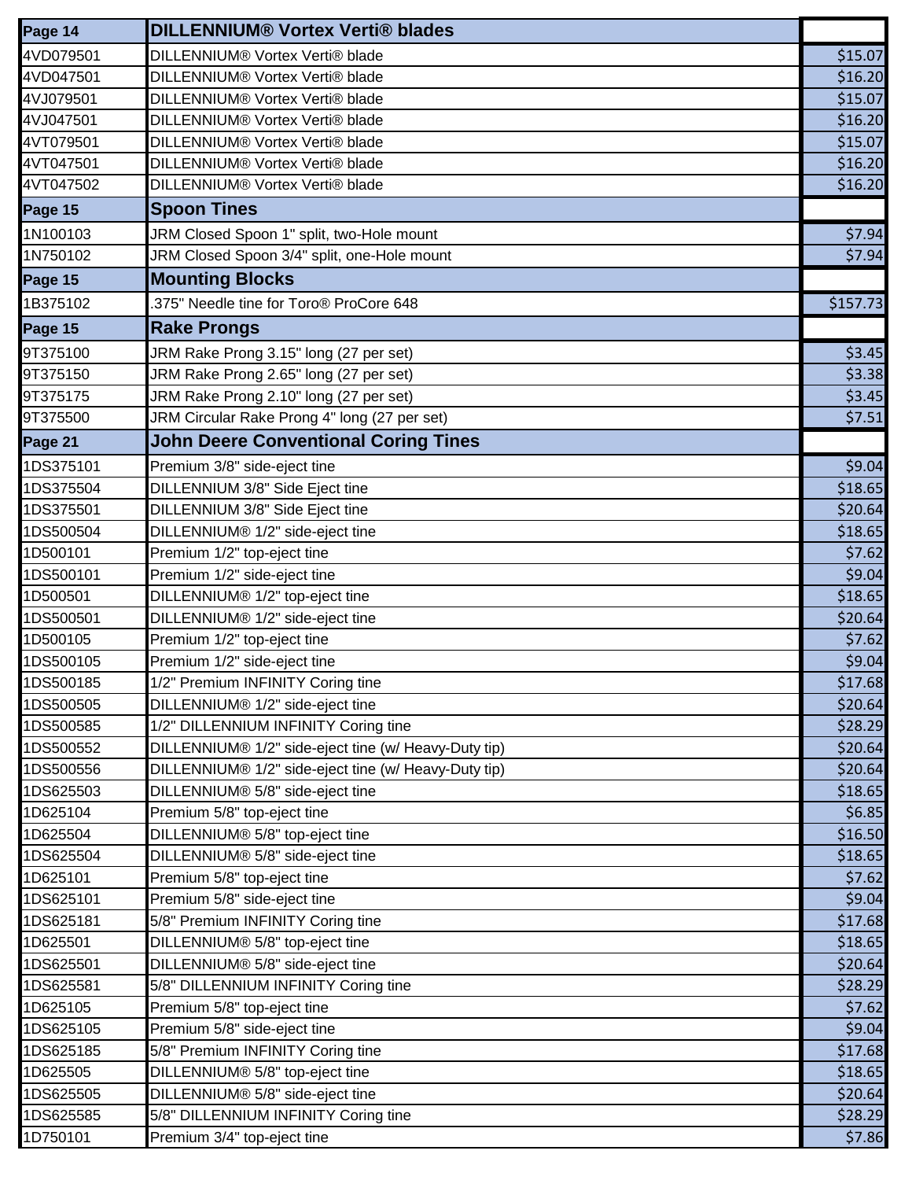| Page 14 | DILLENNIUM® Vortex Verti® blades | |
|---|---|---|
| 4VD079501 | DILLENNIUM® Vortex Verti® blade | $15.07 |
| 4VD047501 | DILLENNIUM® Vortex Verti® blade | $16.20 |
| 4VJ079501 | DILLENNIUM® Vortex Verti® blade | $15.07 |
| 4VJ047501 | DILLENNIUM® Vortex Verti® blade | $16.20 |
| 4VT079501 | DILLENNIUM® Vortex Verti® blade | $15.07 |
| 4VT047501 | DILLENNIUM® Vortex Verti® blade | $16.20 |
| 4VT047502 | DILLENNIUM® Vortex Verti® blade | $16.20 |
| **Page 15** | **Spoon Tines** | |
| 1N100103 | JRM Closed Spoon 1" split, two-Hole mount | $7.94 |
| 1N750102 | JRM Closed Spoon 3/4" split, one-Hole mount | $7.94 |
| **Page 15** | **Mounting Blocks** | |
| 1B375102 | .375" Needle tine for Toro® ProCore 648 | $157.73 |
| **Page 15** | **Rake Prongs** | |
| 9T375100 | JRM Rake Prong 3.15" long (27 per set) | $3.45 |
| 9T375150 | JRM Rake Prong 2.65" long (27 per set) | $3.38 |
| 9T375175 | JRM Rake Prong 2.10" long (27 per set) | $3.45 |
| 9T375500 | JRM Circular Rake Prong 4" long (27 per set) | $7.51 |
| **Page 21** | **John Deere Conventional Coring Tines** | |
| 1DS375101 | Premium 3/8" side-eject tine | $9.04 |
| 1DS375504 | DILLENNIUM 3/8" Side Eject tine | $18.65 |
| 1DS375501 | DILLENNIUM 3/8" Side Eject tine | $20.64 |
| 1DS500504 | DILLENNIUM® 1/2" side-eject tine | $18.65 |
| 1D500101 | Premium 1/2" top-eject tine | $7.62 |
| 1DS500101 | Premium 1/2" side-eject tine | $9.04 |
| 1D500501 | DILLENNIUM® 1/2" top-eject tine | $18.65 |
| 1DS500501 | DILLENNIUM® 1/2" side-eject tine | $20.64 |
| 1D500105 | Premium 1/2" top-eject tine | $7.62 |
| 1DS500105 | Premium 1/2" side-eject tine | $9.04 |
| 1DS500185 | 1/2" Premium INFINITY Coring tine | $17.68 |
| 1DS500505 | DILLENNIUM® 1/2" side-eject tine | $20.64 |
| 1DS500585 | 1/2" DILLENNIUM INFINITY Coring tine | $28.29 |
| 1DS500552 | DILLENNIUM® 1/2" side-eject tine (w/ Heavy-Duty tip) | $20.64 |
| 1DS500556 | DILLENNIUM® 1/2" side-eject tine (w/ Heavy-Duty tip) | $20.64 |
| 1DS625503 | DILLENNIUM® 5/8" side-eject tine | $18.65 |
| 1D625104 | Premium 5/8" top-eject tine | $6.85 |
| 1D625504 | DILLENNIUM® 5/8" top-eject tine | $16.50 |
| 1DS625504 | DILLENNIUM® 5/8" side-eject tine | $18.65 |
| 1D625101 | Premium 5/8" top-eject tine | $7.62 |
| 1DS625101 | Premium 5/8" side-eject tine | $9.04 |
| 1DS625181 | 5/8" Premium INFINITY Coring tine | $17.68 |
| 1D625501 | DILLENNIUM® 5/8" top-eject tine | $18.65 |
| 1DS625501 | DILLENNIUM® 5/8" side-eject tine | $20.64 |
| 1DS625581 | 5/8" DILLENNIUM INFINITY Coring tine | $28.29 |
| 1D625105 | Premium 5/8" top-eject tine | $7.62 |
| 1DS625105 | Premium 5/8" side-eject tine | $9.04 |
| 1DS625185 | 5/8" Premium INFINITY Coring tine | $17.68 |
| 1D625505 | DILLENNIUM® 5/8" top-eject tine | $18.65 |
| 1DS625505 | DILLENNIUM® 5/8" side-eject tine | $20.64 |
| 1DS625585 | 5/8" DILLENNIUM INFINITY Coring tine | $28.29 |
| 1D750101 | Premium 3/4" top-eject tine | $7.86 |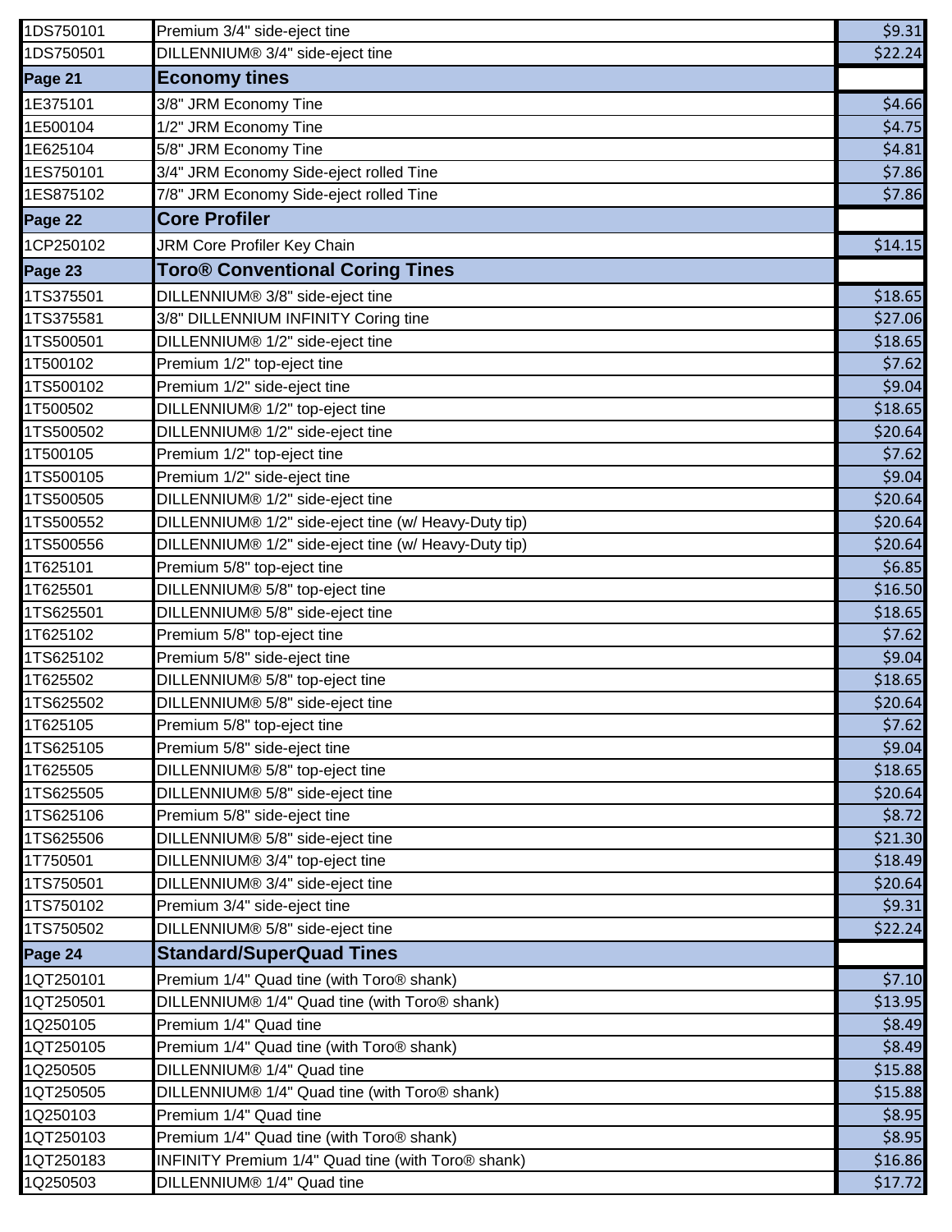| | | |
|---|---|---|
| 1DS750101 | Premium 3/4" side-eject tine | $9.31 |
| 1DS750501 | DILLENNIUM® 3/4" side-eject tine | $22.24 |
| **Page 21** | **Economy tines** | |
| 1E375101 | 3/8" JRM Economy Tine | $4.66 |
| 1E500104 | 1/2" JRM Economy Tine | $4.75 |
| 1E625104 | 5/8" JRM Economy Tine | $4.81 |
| 1ES750101 | 3/4" JRM Economy Side-eject rolled Tine | $7.86 |
| 1ES875102 | 7/8" JRM Economy Side-eject rolled Tine | $7.86 |
| **Page 22** | **Core Profiler** | |
| 1CP250102 | JRM Core Profiler Key Chain | $14.15 |
| **Page 23** | **Toro® Conventional Coring Tines** | |
| 1TS375501 | DILLENNIUM® 3/8" side-eject tine | $18.65 |
| 1TS375581 | 3/8" DILLENNIUM INFINITY Coring tine | $27.06 |
| 1TS500501 | DILLENNIUM® 1/2" side-eject tine | $18.65 |
| 1T500102 | Premium 1/2" top-eject tine | $7.62 |
| 1TS500102 | Premium 1/2" side-eject tine | $9.04 |
| 1T500502 | DILLENNIUM® 1/2" top-eject tine | $18.65 |
| 1TS500502 | DILLENNIUM® 1/2" side-eject tine | $20.64 |
| 1T500105 | Premium 1/2" top-eject tine | $7.62 |
| 1TS500105 | Premium 1/2" side-eject tine | $9.04 |
| 1TS500505 | DILLENNIUM® 1/2" side-eject tine | $20.64 |
| 1TS500552 | DILLENNIUM® 1/2" side-eject tine (w/ Heavy-Duty tip) | $20.64 |
| 1TS500556 | DILLENNIUM® 1/2" side-eject tine (w/ Heavy-Duty tip) | $20.64 |
| 1T625101 | Premium 5/8" top-eject tine | $6.85 |
| 1T625501 | DILLENNIUM® 5/8" top-eject tine | $16.50 |
| 1TS625501 | DILLENNIUM® 5/8" side-eject tine | $18.65 |
| 1T625102 | Premium 5/8" top-eject tine | $7.62 |
| 1TS625102 | Premium 5/8" side-eject tine | $9.04 |
| 1T625502 | DILLENNIUM® 5/8" top-eject tine | $18.65 |
| 1TS625502 | DILLENNIUM® 5/8" side-eject tine | $20.64 |
| 1T625105 | Premium 5/8" top-eject tine | $7.62 |
| 1TS625105 | Premium 5/8" side-eject tine | $9.04 |
| 1T625505 | DILLENNIUM® 5/8" top-eject tine | $18.65 |
| 1TS625505 | DILLENNIUM® 5/8" side-eject tine | $20.64 |
| 1TS625106 | Premium 5/8" side-eject tine | $8.72 |
| 1TS625506 | DILLENNIUM® 5/8" side-eject tine | $21.30 |
| 1T750501 | DILLENNIUM® 3/4" top-eject tine | $18.49 |
| 1TS750501 | DILLENNIUM® 3/4" side-eject tine | $20.64 |
| 1TS750102 | Premium 3/4" side-eject tine | $9.31 |
| 1TS750502 | DILLENNIUM® 5/8" side-eject tine | $22.24 |
| **Page 24** | **Standard/SuperQuad Tines** | |
| 1QT250101 | Premium 1/4" Quad tine (with Toro® shank) | $7.10 |
| 1QT250501 | DILLENNIUM® 1/4" Quad tine (with Toro® shank) | $13.95 |
| 1Q250105 | Premium 1/4" Quad tine | $8.49 |
| 1QT250105 | Premium 1/4" Quad tine (with Toro® shank) | $8.49 |
| 1Q250505 | DILLENNIUM® 1/4" Quad tine | $15.88 |
| 1QT250505 | DILLENNIUM® 1/4" Quad tine (with Toro® shank) | $15.88 |
| 1Q250103 | Premium 1/4" Quad tine | $8.95 |
| 1QT250103 | Premium 1/4" Quad tine (with Toro® shank) | $8.95 |
| 1QT250183 | INFINITY Premium 1/4" Quad tine (with Toro® shank) | $16.86 |
| 1Q250503 | DILLENNIUM® 1/4" Quad tine | $17.72 |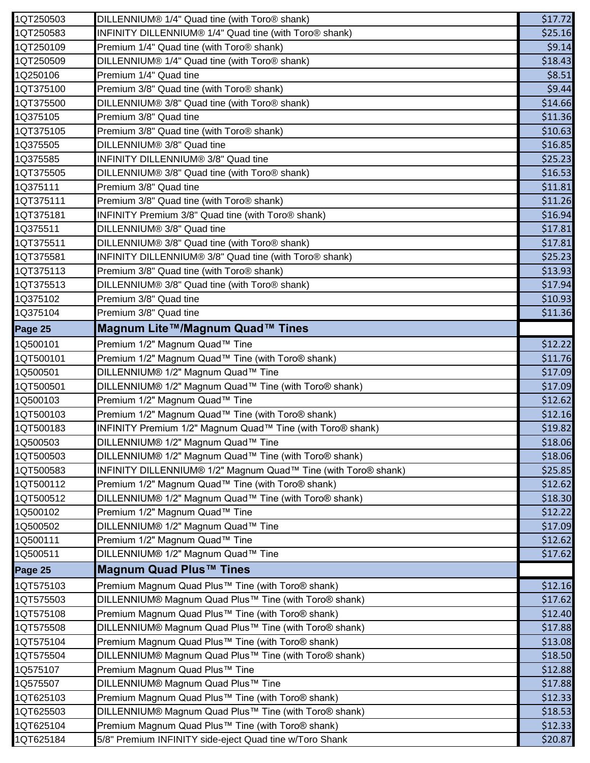| | | |
|---|---|---|
| 1QT250503 | DILLENNIUM® 1/4" Quad tine (with Toro® shank) | $17.72 |
| 1QT250583 | INFINITY DILLENNIUM® 1/4" Quad tine (with Toro® shank) | $25.16 |
| 1QT250109 | Premium 1/4" Quad tine (with Toro® shank) | $9.14 |
| 1QT250509 | DILLENNIUM® 1/4" Quad tine (with Toro® shank) | $18.43 |
| 1Q250106 | Premium 1/4" Quad tine | $8.51 |
| 1QT375100 | Premium 3/8" Quad tine (with Toro® shank) | $9.44 |
| 1QT375500 | DILLENNIUM® 3/8" Quad tine (with Toro® shank) | $14.66 |
| 1Q375105 | Premium 3/8" Quad tine | $11.36 |
| 1QT375105 | Premium 3/8" Quad tine (with Toro® shank) | $10.63 |
| 1Q375505 | DILLENNIUM® 3/8" Quad tine | $16.85 |
| 1Q375585 | INFINITY DILLENNIUM® 3/8" Quad tine | $25.23 |
| 1QT375505 | DILLENNIUM® 3/8" Quad tine (with Toro® shank) | $16.53 |
| 1Q375111 | Premium 3/8" Quad tine | $11.81 |
| 1QT375111 | Premium 3/8" Quad tine (with Toro® shank) | $11.26 |
| 1QT375181 | INFINITY Premium 3/8" Quad tine (with Toro® shank) | $16.94 |
| 1Q375511 | DILLENNIUM® 3/8" Quad tine | $17.81 |
| 1QT375511 | DILLENNIUM® 3/8" Quad tine (with Toro® shank) | $17.81 |
| 1QT375581 | INFINITY DILLENNIUM® 3/8" Quad tine (with Toro® shank) | $25.23 |
| 1QT375113 | Premium 3/8" Quad tine (with Toro® shank) | $13.93 |
| 1QT375513 | DILLENNIUM® 3/8" Quad tine (with Toro® shank) | $17.94 |
| 1Q375102 | Premium 3/8" Quad tine | $10.93 |
| 1Q375104 | Premium 3/8" Quad tine | $11.36 |
| **Page 25** | **Magnum Lite™/Magnum Quad™ Tines** | |
| 1Q500101 | Premium 1/2" Magnum Quad™ Tine | $12.22 |
| 1QT500101 | Premium 1/2" Magnum Quad™ Tine (with Toro® shank) | $11.76 |
| 1Q500501 | DILLENNIUM® 1/2" Magnum Quad™ Tine | $17.09 |
| 1QT500501 | DILLENNIUM® 1/2" Magnum Quad™ Tine (with Toro® shank) | $17.09 |
| 1Q500103 | Premium 1/2" Magnum Quad™ Tine | $12.62 |
| 1QT500103 | Premium 1/2" Magnum Quad™ Tine (with Toro® shank) | $12.16 |
| 1QT500183 | INFINITY Premium 1/2" Magnum Quad™ Tine (with Toro® shank) | $19.82 |
| 1Q500503 | DILLENNIUM® 1/2" Magnum Quad™ Tine | $18.06 |
| 1QT500503 | DILLENNIUM® 1/2" Magnum Quad™ Tine (with Toro® shank) | $18.06 |
| 1QT500583 | INFINITY DILLENNIUM® 1/2" Magnum Quad™ Tine (with Toro® shank) | $25.85 |
| 1QT500112 | Premium 1/2" Magnum Quad™ Tine (with Toro® shank) | $12.62 |
| 1QT500512 | DILLENNIUM® 1/2" Magnum Quad™ Tine (with Toro® shank) | $18.30 |
| 1Q500102 | Premium 1/2" Magnum Quad™ Tine | $12.22 |
| 1Q500502 | DILLENNIUM® 1/2" Magnum Quad™ Tine | $17.09 |
| 1Q500111 | Premium 1/2" Magnum Quad™ Tine | $12.62 |
| 1Q500511 | DILLENNIUM® 1/2" Magnum Quad™ Tine | $17.62 |
| **Page 25** | **Magnum Quad Plus™ Tines** | |
| 1QT575103 | Premium Magnum Quad Plus™ Tine (with Toro® shank) | $12.16 |
| 1QT575503 | DILLENNIUM® Magnum Quad Plus™ Tine (with Toro® shank) | $17.62 |
| 1QT575108 | Premium Magnum Quad Plus™ Tine (with Toro® shank) | $12.40 |
| 1QT575508 | DILLENNIUM® Magnum Quad Plus™ Tine (with Toro® shank) | $17.88 |
| 1QT575104 | Premium Magnum Quad Plus™ Tine (with Toro® shank) | $13.08 |
| 1QT575504 | DILLENNIUM® Magnum Quad Plus™ Tine (with Toro® shank) | $18.50 |
| 1Q575107 | Premium Magnum Quad Plus™ Tine | $12.88 |
| 1Q575507 | DILLENNIUM® Magnum Quad Plus™ Tine | $17.88 |
| 1QT625103 | Premium Magnum Quad Plus™ Tine (with Toro® shank) | $12.33 |
| 1QT625503 | DILLENNIUM® Magnum Quad Plus™ Tine (with Toro® shank) | $18.53 |
| 1QT625104 | Premium Magnum Quad Plus™ Tine (with Toro® shank) | $12.33 |
| 1QT625184 | 5/8" Premium INFINITY side-eject Quad tine w/Toro Shank | $20.87 |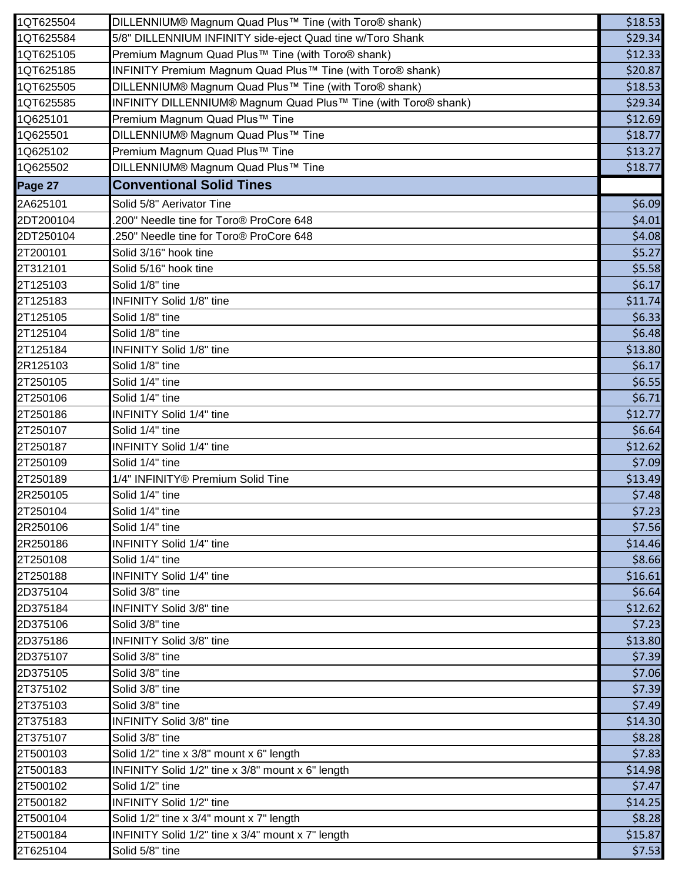| | | |
|---|---|---|
| 1QT625504 | DILLENNIUM® Magnum Quad Plus™ Tine (with Toro® shank) | $18.53 |
| 1QT625584 | 5/8" DILLENNIUM INFINITY side-eject Quad tine w/Toro Shank | $29.34 |
| 1QT625105 | Premium Magnum Quad Plus™ Tine (with Toro® shank) | $12.33 |
| 1QT625185 | INFINITY Premium Magnum Quad Plus™ Tine (with Toro® shank) | $20.87 |
| 1QT625505 | DILLENNIUM® Magnum Quad Plus™ Tine (with Toro® shank) | $18.53 |
| 1QT625585 | INFINITY DILLENNIUM® Magnum Quad Plus™ Tine (with Toro® shank) | $29.34 |
| 1Q625101 | Premium Magnum Quad Plus™ Tine | $12.69 |
| 1Q625501 | DILLENNIUM® Magnum Quad Plus™ Tine | $18.77 |
| 1Q625102 | Premium Magnum Quad Plus™ Tine | $13.27 |
| 1Q625502 | DILLENNIUM® Magnum Quad Plus™ Tine | $18.77 |
| **Page 27** | **Conventional Solid Tines** | |
| 2A625101 | Solid 5/8" Aerivator Tine | $6.09 |
| 2DT200104 | .200" Needle tine for Toro® ProCore 648 | $4.01 |
| 2DT250104 | .250" Needle tine for Toro® ProCore 648 | $4.08 |
| 2T200101 | Solid 3/16" hook tine | $5.27 |
| 2T312101 | Solid 5/16" hook tine | $5.58 |
| 2T125103 | Solid 1/8" tine | $6.17 |
| 2T125183 | INFINITY Solid 1/8" tine | $11.74 |
| 2T125105 | Solid 1/8" tine | $6.33 |
| 2T125104 | Solid 1/8" tine | $6.48 |
| 2T125184 | INFINITY Solid 1/8" tine | $13.80 |
| 2R125103 | Solid 1/8" tine | $6.17 |
| 2T250105 | Solid 1/4" tine | $6.55 |
| 2T250106 | Solid 1/4" tine | $6.71 |
| 2T250186 | INFINITY Solid 1/4" tine | $12.77 |
| 2T250107 | Solid 1/4" tine | $6.64 |
| 2T250187 | INFINITY Solid 1/4" tine | $12.62 |
| 2T250109 | Solid 1/4" tine | $7.09 |
| 2T250189 | 1/4" INFINITY® Premium Solid Tine | $13.49 |
| 2R250105 | Solid 1/4" tine | $7.48 |
| 2T250104 | Solid 1/4" tine | $7.23 |
| 2R250106 | Solid 1/4" tine | $7.56 |
| 2R250186 | INFINITY Solid 1/4" tine | $14.46 |
| 2T250108 | Solid 1/4" tine | $8.66 |
| 2T250188 | INFINITY Solid 1/4" tine | $16.61 |
| 2D375104 | Solid 3/8" tine | $6.64 |
| 2D375184 | INFINITY Solid 3/8" tine | $12.62 |
| 2D375106 | Solid 3/8" tine | $7.23 |
| 2D375186 | INFINITY Solid 3/8" tine | $13.80 |
| 2D375107 | Solid 3/8" tine | $7.39 |
| 2D375105 | Solid 3/8" tine | $7.06 |
| 2T375102 | Solid 3/8" tine | $7.39 |
| 2T375103 | Solid 3/8" tine | $7.49 |
| 2T375183 | INFINITY Solid 3/8" tine | $14.30 |
| 2T375107 | Solid 3/8" tine | $8.28 |
| 2T500103 | Solid 1/2" tine x 3/8" mount x 6" length | $7.83 |
| 2T500183 | INFINITY Solid 1/2" tine x 3/8" mount x 6" length | $14.98 |
| 2T500102 | Solid 1/2" tine | $7.47 |
| 2T500182 | INFINITY Solid 1/2" tine | $14.25 |
| 2T500104 | Solid 1/2" tine x 3/4" mount x 7" length | $8.28 |
| 2T500184 | INFINITY Solid 1/2" tine x 3/4" mount x 7" length | $15.87 |
| 2T625104 | Solid 5/8" tine | $7.53 |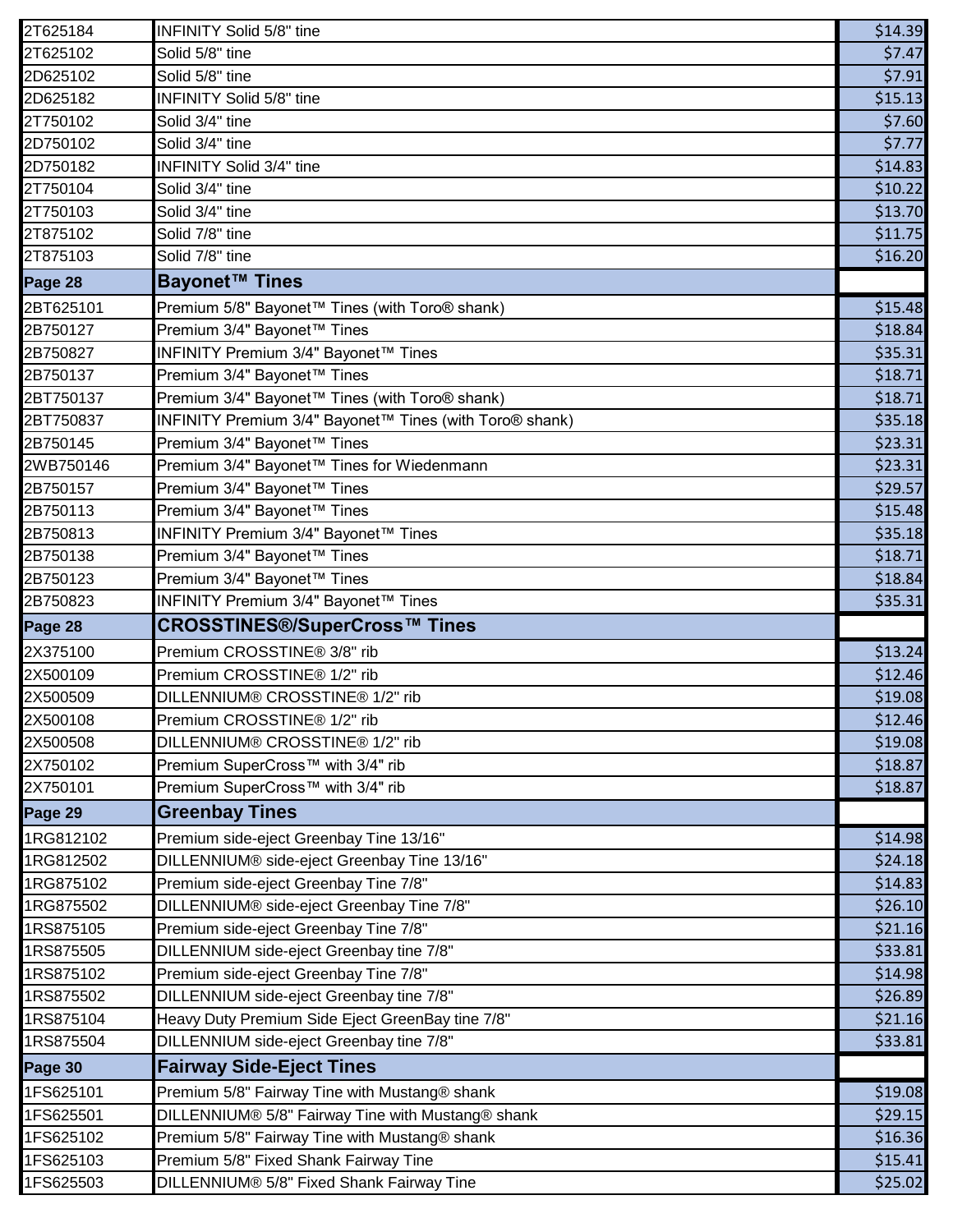| | | |
|---|---|---|
| 2T625184 | INFINITY Solid 5/8" tine | $14.39 |
| 2T625102 | Solid 5/8" tine | $7.47 |
| 2D625102 | Solid 5/8" tine | $7.91 |
| 2D625182 | INFINITY Solid 5/8" tine | $15.13 |
| 2T750102 | Solid 3/4" tine | $7.60 |
| 2D750102 | Solid 3/4" tine | $7.77 |
| 2D750182 | INFINITY Solid 3/4" tine | $14.83 |
| 2T750104 | Solid 3/4" tine | $10.22 |
| 2T750103 | Solid 3/4" tine | $13.70 |
| 2T875102 | Solid 7/8" tine | $11.75 |
| 2T875103 | Solid 7/8" tine | $16.20 |
| **Page 28** | **Bayonet™ Tines** | |
| 2BT625101 | Premium 5/8" Bayonet™ Tines (with Toro® shank) | $15.48 |
| 2B750127 | Premium 3/4" Bayonet™ Tines | $18.84 |
| 2B750827 | INFINITY Premium 3/4" Bayonet™ Tines | $35.31 |
| 2B750137 | Premium 3/4" Bayonet™ Tines | $18.71 |
| 2BT750137 | Premium 3/4" Bayonet™ Tines (with Toro® shank) | $18.71 |
| 2BT750837 | INFINITY Premium 3/4" Bayonet™ Tines (with Toro® shank) | $35.18 |
| 2B750145 | Premium 3/4" Bayonet™ Tines | $23.31 |
| 2WB750146 | Premium 3/4" Bayonet™ Tines for Wiedenmann | $23.31 |
| 2B750157 | Premium 3/4" Bayonet™ Tines | $29.57 |
| 2B750113 | Premium 3/4" Bayonet™ Tines | $15.48 |
| 2B750813 | INFINITY Premium 3/4" Bayonet™ Tines | $35.18 |
| 2B750138 | Premium 3/4" Bayonet™ Tines | $18.71 |
| 2B750123 | Premium 3/4" Bayonet™ Tines | $18.84 |
| 2B750823 | INFINITY Premium 3/4" Bayonet™ Tines | $35.31 |
| **Page 28** | **CROSSTINES®/SuperCross™ Tines** | |
| 2X375100 | Premium CROSSTINE® 3/8" rib | $13.24 |
| 2X500109 | Premium CROSSTINE® 1/2" rib | $12.46 |
| 2X500509 | DILLENNIUM® CROSSTINE® 1/2" rib | $19.08 |
| 2X500108 | Premium CROSSTINE® 1/2" rib | $12.46 |
| 2X500508 | DILLENNIUM® CROSSTINE® 1/2" rib | $19.08 |
| 2X750102 | Premium SuperCross™ with 3/4" rib | $18.87 |
| 2X750101 | Premium SuperCross™ with 3/4" rib | $18.87 |
| **Page 29** | **Greenbay Tines** | |
| 1RG812102 | Premium side-eject Greenbay Tine 13/16" | $14.98 |
| 1RG812502 | DILLENNIUM® side-eject Greenbay Tine 13/16" | $24.18 |
| 1RG875102 | Premium side-eject Greenbay Tine 7/8" | $14.83 |
| 1RG875502 | DILLENNIUM® side-eject Greenbay Tine 7/8" | $26.10 |
| 1RS875105 | Premium side-eject Greenbay Tine 7/8" | $21.16 |
| 1RS875505 | DILLENNIUM side-eject Greenbay tine 7/8" | $33.81 |
| 1RS875102 | Premium side-eject Greenbay Tine 7/8" | $14.98 |
| 1RS875502 | DILLENNIUM side-eject Greenbay tine 7/8" | $26.89 |
| 1RS875104 | Heavy Duty Premium Side Eject GreenBay tine 7/8" | $21.16 |
| 1RS875504 | DILLENNIUM side-eject Greenbay tine 7/8" | $33.81 |
| **Page 30** | **Fairway Side-Eject Tines** | |
| 1FS625101 | Premium 5/8" Fairway Tine with Mustang® shank | $19.08 |
| 1FS625501 | DILLENNIUM® 5/8" Fairway Tine with Mustang® shank | $29.15 |
| 1FS625102 | Premium 5/8" Fairway Tine with Mustang® shank | $16.36 |
| 1FS625103 | Premium 5/8" Fixed Shank Fairway Tine | $15.41 |
| 1FS625503 | DILLENNIUM® 5/8" Fixed Shank Fairway Tine | $25.02 |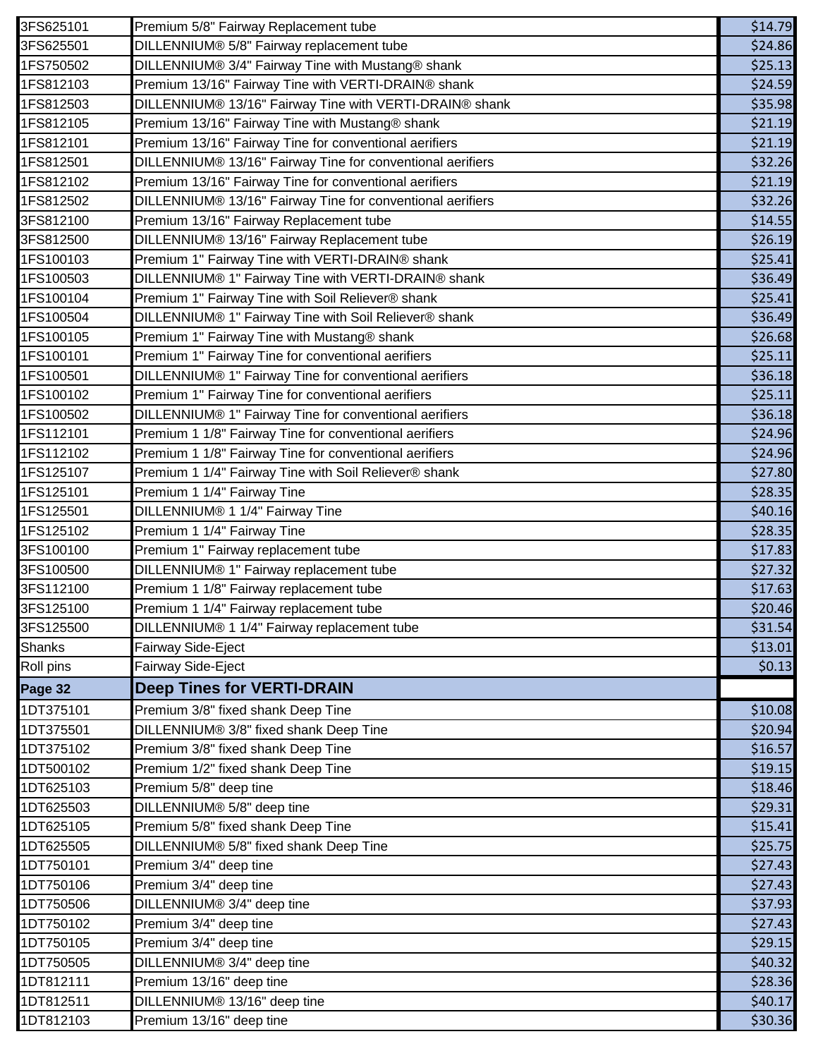| | | |
|---|---|---|
| 3FS625101 | Premium 5/8" Fairway Replacement tube | $14.79 |
| 3FS625501 | DILLENNIUM® 5/8" Fairway replacement tube | $24.86 |
| 1FS750502 | DILLENNIUM® 3/4" Fairway Tine with Mustang® shank | $25.13 |
| 1FS812103 | Premium 13/16" Fairway Tine with VERTI-DRAIN® shank | $24.59 |
| 1FS812503 | DILLENNIUM® 13/16" Fairway Tine with VERTI-DRAIN® shank | $35.98 |
| 1FS812105 | Premium 13/16" Fairway Tine with Mustang® shank | $21.19 |
| 1FS812101 | Premium 13/16" Fairway Tine for conventional aerifiers | $21.19 |
| 1FS812501 | DILLENNIUM® 13/16" Fairway Tine for conventional aerifiers | $32.26 |
| 1FS812102 | Premium 13/16" Fairway Tine for conventional aerifiers | $21.19 |
| 1FS812502 | DILLENNIUM® 13/16" Fairway Tine for conventional aerifiers | $32.26 |
| 3FS812100 | Premium 13/16" Fairway Replacement tube | $14.55 |
| 3FS812500 | DILLENNIUM® 13/16" Fairway Replacement tube | $26.19 |
| 1FS100103 | Premium 1" Fairway Tine with VERTI-DRAIN® shank | $25.41 |
| 1FS100503 | DILLENNIUM® 1" Fairway Tine with VERTI-DRAIN® shank | $36.49 |
| 1FS100104 | Premium 1" Fairway Tine with Soil Reliever® shank | $25.41 |
| 1FS100504 | DILLENNIUM® 1" Fairway Tine with Soil Reliever® shank | $36.49 |
| 1FS100105 | Premium 1" Fairway Tine with Mustang® shank | $26.68 |
| 1FS100101 | Premium 1" Fairway Tine for conventional aerifiers | $25.11 |
| 1FS100501 | DILLENNIUM® 1" Fairway Tine for conventional aerifiers | $36.18 |
| 1FS100102 | Premium 1" Fairway Tine for conventional aerifiers | $25.11 |
| 1FS100502 | DILLENNIUM® 1" Fairway Tine for conventional aerifiers | $36.18 |
| 1FS112101 | Premium 1 1/8" Fairway Tine for conventional aerifiers | $24.96 |
| 1FS112102 | Premium 1 1/8" Fairway Tine for conventional aerifiers | $24.96 |
| 1FS125107 | Premium 1 1/4" Fairway Tine with Soil Reliever® shank | $27.80 |
| 1FS125101 | Premium 1 1/4" Fairway Tine | $28.35 |
| 1FS125501 | DILLENNIUM® 1 1/4" Fairway Tine | $40.16 |
| 1FS125102 | Premium 1 1/4" Fairway Tine | $28.35 |
| 3FS100100 | Premium 1" Fairway replacement tube | $17.83 |
| 3FS100500 | DILLENNIUM® 1" Fairway replacement tube | $27.32 |
| 3FS112100 | Premium 1 1/8" Fairway replacement tube | $17.63 |
| 3FS125100 | Premium 1 1/4" Fairway replacement tube | $20.46 |
| 3FS125500 | DILLENNIUM® 1 1/4" Fairway replacement tube | $31.54 |
| Shanks | Fairway Side-Eject | $13.01 |
| Roll pins | Fairway Side-Eject | $0.13 |
| **Page 32** | **Deep Tines for VERTI-DRAIN** | |
| 1DT375101 | Premium 3/8" fixed shank Deep Tine | $10.08 |
| 1DT375501 | DILLENNIUM® 3/8" fixed shank Deep Tine | $20.94 |
| 1DT375102 | Premium 3/8" fixed shank Deep Tine | $16.57 |
| 1DT500102 | Premium 1/2" fixed shank Deep Tine | $19.15 |
| 1DT625103 | Premium 5/8" deep tine | $18.46 |
| 1DT625503 | DILLENNIUM® 5/8" deep tine | $29.31 |
| 1DT625105 | Premium 5/8" fixed shank Deep Tine | $15.41 |
| 1DT625505 | DILLENNIUM® 5/8" fixed shank Deep Tine | $25.75 |
| 1DT750101 | Premium 3/4" deep tine | $27.43 |
| 1DT750106 | Premium 3/4" deep tine | $27.43 |
| 1DT750506 | DILLENNIUM® 3/4" deep tine | $37.93 |
| 1DT750102 | Premium 3/4" deep tine | $27.43 |
| 1DT750105 | Premium 3/4" deep tine | $29.15 |
| 1DT750505 | DILLENNIUM® 3/4" deep tine | $40.32 |
| 1DT812111 | Premium 13/16" deep tine | $28.36 |
| 1DT812511 | DILLENNIUM® 13/16" deep tine | $40.17 |
| 1DT812103 | Premium 13/16" deep tine | $30.36 |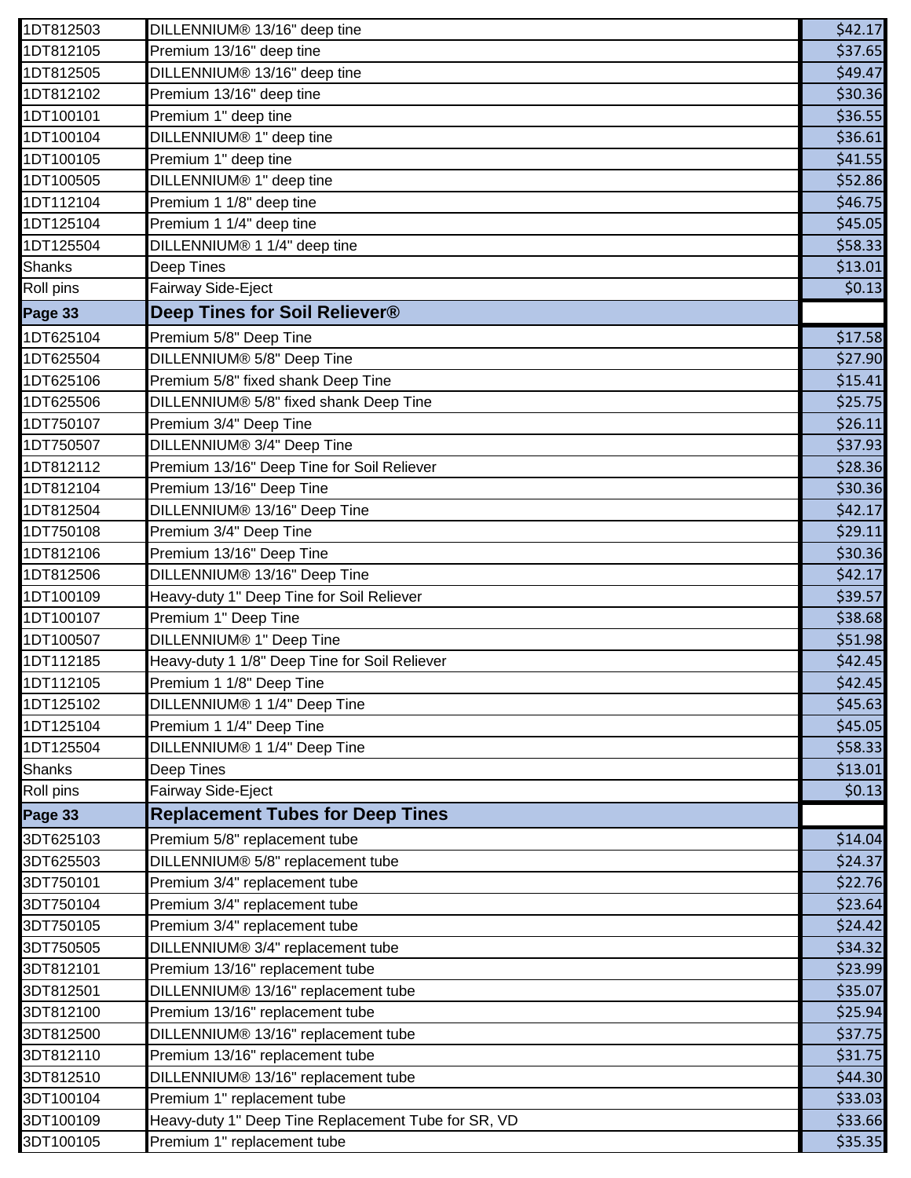| | | |
|---|---|---|
| 1DT812503 | DILLENNIUM® 13/16" deep tine | $42.17 |
| 1DT812105 | Premium 13/16" deep tine | $37.65 |
| 1DT812505 | DILLENNIUM® 13/16" deep tine | $49.47 |
| 1DT812102 | Premium 13/16" deep tine | $30.36 |
| 1DT100101 | Premium 1" deep tine | $36.55 |
| 1DT100104 | DILLENNIUM® 1" deep tine | $36.61 |
| 1DT100105 | Premium 1" deep tine | $41.55 |
| 1DT100505 | DILLENNIUM® 1" deep tine | $52.86 |
| 1DT112104 | Premium 1 1/8" deep tine | $46.75 |
| 1DT125104 | Premium 1 1/4" deep tine | $45.05 |
| 1DT125504 | DILLENNIUM® 1 1/4" deep tine | $58.33 |
| Shanks | Deep Tines | $13.01 |
| Roll pins | Fairway Side-Eject | $0.13 |
| **Page 33** | **Deep Tines for Soil Reliever®** | |
| 1DT625104 | Premium 5/8" Deep Tine | $17.58 |
| 1DT625504 | DILLENNIUM® 5/8" Deep Tine | $27.90 |
| 1DT625106 | Premium 5/8" fixed shank Deep Tine | $15.41 |
| 1DT625506 | DILLENNIUM® 5/8" fixed shank Deep Tine | $25.75 |
| 1DT750107 | Premium 3/4" Deep Tine | $26.11 |
| 1DT750507 | DILLENNIUM® 3/4" Deep Tine | $37.93 |
| 1DT812112 | Premium 13/16" Deep Tine for Soil Reliever | $28.36 |
| 1DT812104 | Premium 13/16" Deep Tine | $30.36 |
| 1DT812504 | DILLENNIUM® 13/16" Deep Tine | $42.17 |
| 1DT750108 | Premium 3/4" Deep Tine | $29.11 |
| 1DT812106 | Premium 13/16" Deep Tine | $30.36 |
| 1DT812506 | DILLENNIUM® 13/16" Deep Tine | $42.17 |
| 1DT100109 | Heavy-duty 1" Deep Tine for Soil Reliever | $39.57 |
| 1DT100107 | Premium 1" Deep Tine | $38.68 |
| 1DT100507 | DILLENNIUM® 1" Deep Tine | $51.98 |
| 1DT112185 | Heavy-duty 1 1/8" Deep Tine for Soil Reliever | $42.45 |
| 1DT112105 | Premium 1 1/8" Deep Tine | $42.45 |
| 1DT125102 | DILLENNIUM® 1 1/4" Deep Tine | $45.63 |
| 1DT125104 | Premium 1 1/4" Deep Tine | $45.05 |
| 1DT125504 | DILLENNIUM® 1 1/4" Deep Tine | $58.33 |
| Shanks | Deep Tines | $13.01 |
| Roll pins | Fairway Side-Eject | $0.13 |
| **Page 33** | **Replacement Tubes for Deep Tines** | |
| 3DT625103 | Premium 5/8" replacement tube | $14.04 |
| 3DT625503 | DILLENNIUM® 5/8" replacement tube | $24.37 |
| 3DT750101 | Premium 3/4" replacement tube | $22.76 |
| 3DT750104 | Premium 3/4" replacement tube | $23.64 |
| 3DT750105 | Premium 3/4" replacement tube | $24.42 |
| 3DT750505 | DILLENNIUM® 3/4" replacement tube | $34.32 |
| 3DT812101 | Premium 13/16" replacement tube | $23.99 |
| 3DT812501 | DILLENNIUM® 13/16" replacement tube | $35.07 |
| 3DT812100 | Premium 13/16" replacement tube | $25.94 |
| 3DT812500 | DILLENNIUM® 13/16" replacement tube | $37.75 |
| 3DT812110 | Premium 13/16" replacement tube | $31.75 |
| 3DT812510 | DILLENNIUM® 13/16" replacement tube | $44.30 |
| 3DT100104 | Premium 1" replacement tube | $33.03 |
| 3DT100109 | Heavy-duty 1" Deep Tine Replacement Tube for SR, VD | $33.66 |
| 3DT100105 | Premium 1" replacement tube | $35.35 |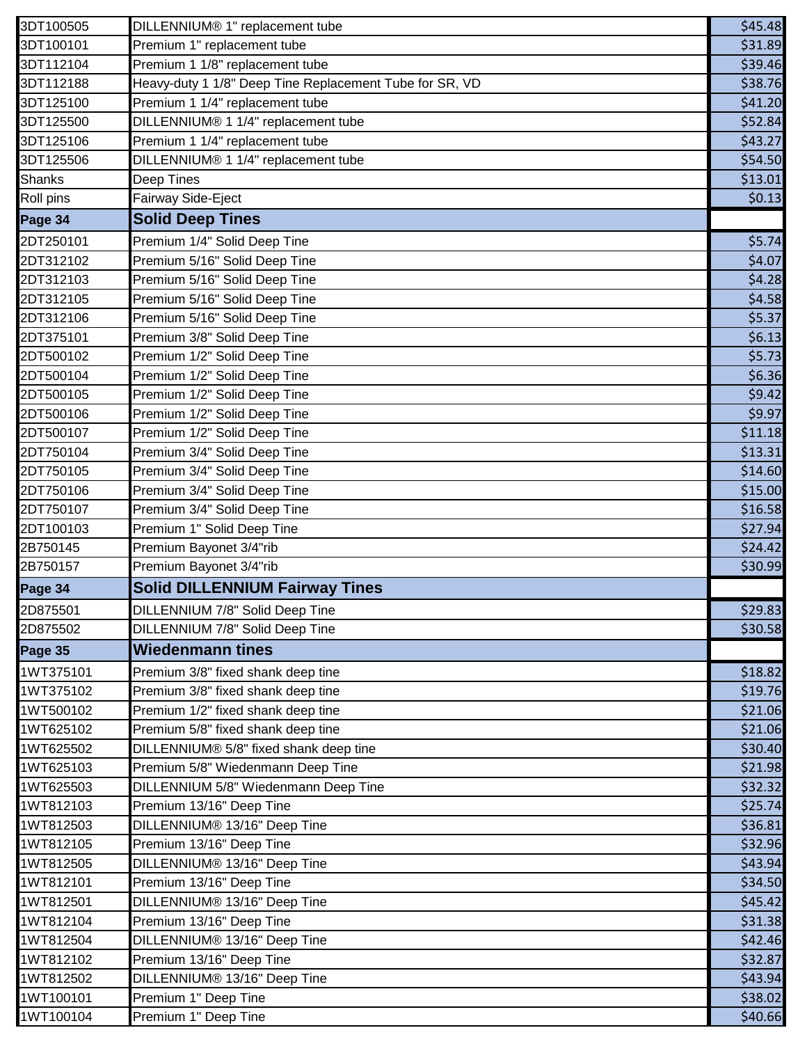| | | |
|---|---|---|
| 3DT100505 | DILLENNIUM® 1" replacement tube | $45.48 |
| 3DT100101 | Premium 1" replacement tube | $31.89 |
| 3DT112104 | Premium 1 1/8" replacement tube | $39.46 |
| 3DT112188 | Heavy-duty 1 1/8" Deep Tine Replacement Tube for SR, VD | $38.76 |
| 3DT125100 | Premium 1 1/4" replacement tube | $41.20 |
| 3DT125500 | DILLENNIUM® 1 1/4" replacement tube | $52.84 |
| 3DT125106 | Premium 1 1/4" replacement tube | $43.27 |
| 3DT125506 | DILLENNIUM® 1 1/4" replacement tube | $54.50 |
| Shanks | Deep Tines | $13.01 |
| Roll pins | Fairway Side-Eject | $0.13 |
| **Page 34** | **Solid Deep Tines** | |
| 2DT250101 | Premium 1/4" Solid Deep Tine | $5.74 |
| 2DT312102 | Premium 5/16" Solid Deep Tine | $4.07 |
| 2DT312103 | Premium 5/16" Solid Deep Tine | $4.28 |
| 2DT312105 | Premium 5/16" Solid Deep Tine | $4.58 |
| 2DT312106 | Premium 5/16" Solid Deep Tine | $5.37 |
| 2DT375101 | Premium 3/8" Solid Deep Tine | $6.13 |
| 2DT500102 | Premium 1/2" Solid Deep Tine | $5.73 |
| 2DT500104 | Premium 1/2" Solid Deep Tine | $6.36 |
| 2DT500105 | Premium 1/2" Solid Deep Tine | $9.42 |
| 2DT500106 | Premium 1/2" Solid Deep Tine | $9.97 |
| 2DT500107 | Premium 1/2" Solid Deep Tine | $11.18 |
| 2DT750104 | Premium 3/4" Solid Deep Tine | $13.31 |
| 2DT750105 | Premium 3/4" Solid Deep Tine | $14.60 |
| 2DT750106 | Premium 3/4" Solid Deep Tine | $15.00 |
| 2DT750107 | Premium 3/4" Solid Deep Tine | $16.58 |
| 2DT100103 | Premium 1" Solid Deep Tine | $27.94 |
| 2B750145 | Premium Bayonet 3/4"rib | $24.42 |
| 2B750157 | Premium Bayonet 3/4"rib | $30.99 |
| **Page 34** | **Solid DILLENNIUM Fairway Tines** | |
| 2D875501 | DILLENNIUM 7/8" Solid Deep Tine | $29.83 |
| 2D875502 | DILLENNIUM 7/8" Solid Deep Tine | $30.58 |
| **Page 35** | **Wiedenmann tines** | |
| 1WT375101 | Premium 3/8" fixed shank deep tine | $18.82 |
| 1WT375102 | Premium 3/8" fixed shank deep tine | $19.76 |
| 1WT500102 | Premium 1/2" fixed shank deep tine | $21.06 |
| 1WT625102 | Premium 5/8" fixed shank deep tine | $21.06 |
| 1WT625502 | DILLENNIUM® 5/8" fixed shank deep tine | $30.40 |
| 1WT625103 | Premium 5/8" Wiedenmann Deep Tine | $21.98 |
| 1WT625503 | DILLENNIUM 5/8" Wiedenmann Deep Tine | $32.32 |
| 1WT812103 | Premium 13/16" Deep Tine | $25.74 |
| 1WT812503 | DILLENNIUM® 13/16" Deep Tine | $36.81 |
| 1WT812105 | Premium 13/16" Deep Tine | $32.96 |
| 1WT812505 | DILLENNIUM® 13/16" Deep Tine | $43.94 |
| 1WT812101 | Premium 13/16" Deep Tine | $34.50 |
| 1WT812501 | DILLENNIUM® 13/16" Deep Tine | $45.42 |
| 1WT812104 | Premium 13/16" Deep Tine | $31.38 |
| 1WT812504 | DILLENNIUM® 13/16" Deep Tine | $42.46 |
| 1WT812102 | Premium 13/16" Deep Tine | $32.87 |
| 1WT812502 | DILLENNIUM® 13/16" Deep Tine | $43.94 |
| 1WT100101 | Premium 1" Deep Tine | $38.02 |
| 1WT100104 | Premium 1" Deep Tine | $40.66 |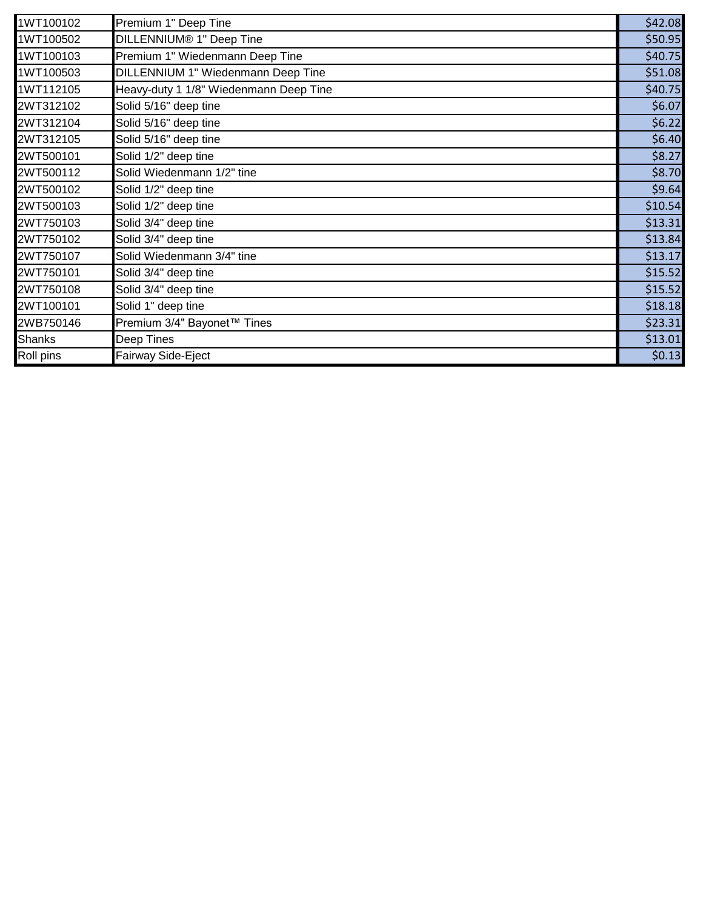| | | |
|---|---|---|
| 1WT100102 | Premium 1" Deep Tine | $42.08 |
| 1WT100502 | DILLENNIUM® 1" Deep Tine | $50.95 |
| 1WT100103 | Premium 1" Wiedenmann Deep Tine | $40.75 |
| 1WT100503 | DILLENNIUM 1" Wiedenmann Deep Tine | $51.08 |
| 1WT112105 | Heavy-duty 1 1/8" Wiedenmann Deep Tine | $40.75 |
| 2WT312102 | Solid 5/16" deep tine | $6.07 |
| 2WT312104 | Solid 5/16" deep tine | $6.22 |
| 2WT312105 | Solid 5/16" deep tine | $6.40 |
| 2WT500101 | Solid 1/2" deep tine | $8.27 |
| 2WT500112 | Solid Wiedenmann 1/2" tine | $8.70 |
| 2WT500102 | Solid 1/2" deep tine | $9.64 |
| 2WT500103 | Solid 1/2" deep tine | $10.54 |
| 2WT750103 | Solid 3/4" deep tine | $13.31 |
| 2WT750102 | Solid 3/4" deep tine | $13.84 |
| 2WT750107 | Solid Wiedenmann 3/4" tine | $13.17 |
| 2WT750101 | Solid 3/4" deep tine | $15.52 |
| 2WT750108 | Solid 3/4" deep tine | $15.52 |
| 2WT100101 | Solid 1" deep tine | $18.18 |
| 2WB750146 | Premium 3/4" Bayonet™ Tines | $23.31 |
| Shanks | Deep Tines | $13.01 |
| Roll pins | Fairway Side-Eject | $0.13 |